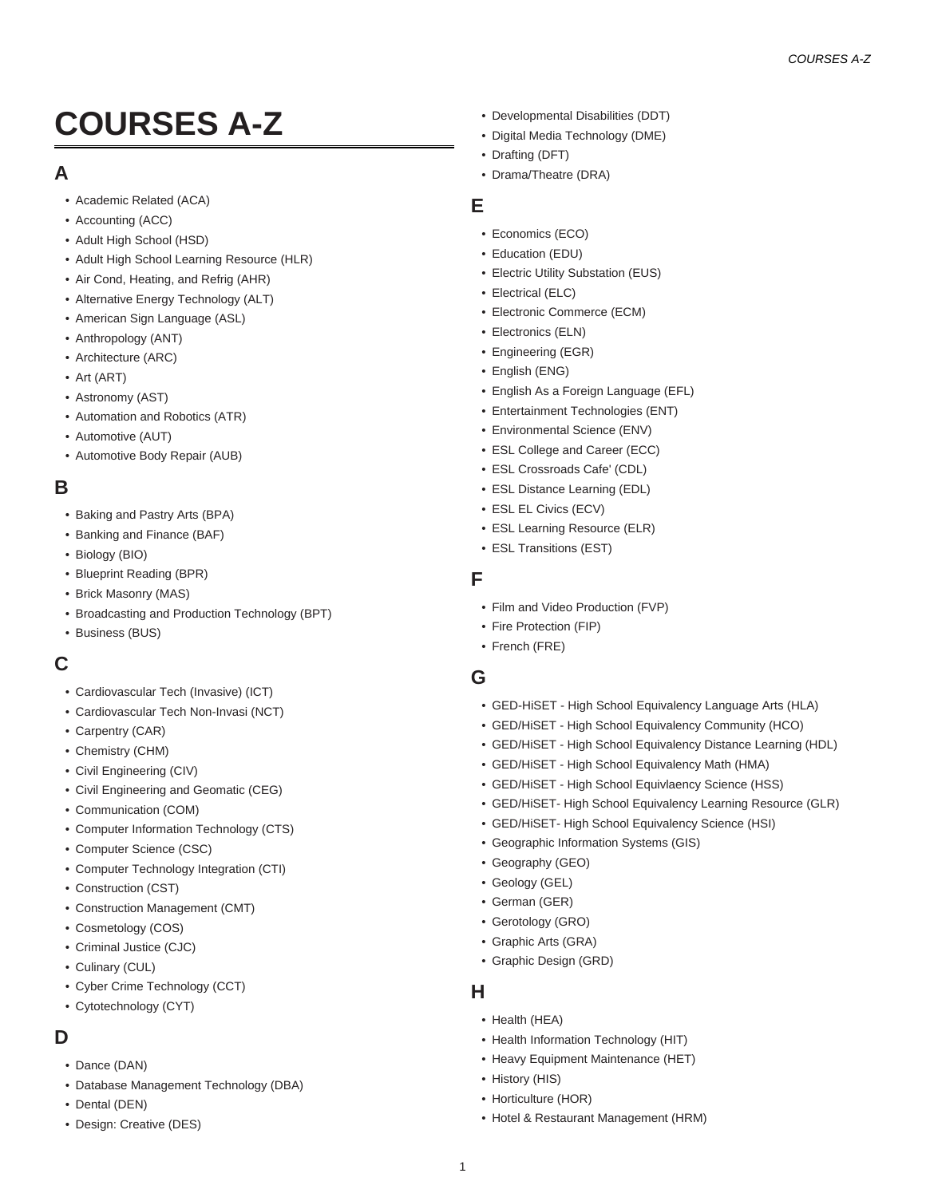# COURSES A-Z

## A

- Academic Related (ACA)
- Accounting (ACC)
- Adult High School (HSD)
- Adult High School Learning Resource (HLR)
- Air Cond, Heating, and Refrig (AHR)
- Alternative Energy Technology (ALT)
- American Sign Language (ASL)
- Anthropology (ANT)
- Architecture (ARC)
- Art (ART)
- Astronomy (AST)
- Automation and Robotics (ATR)
- Automotive (AUT)
- Automotive Body Repair (AUB)

## B

- Baking and Pastry Arts (BPA)
- Banking and Finance (BAF)
- Biology (BIO)
- Blueprint Reading (BPR)
- Brick Masonry (MAS)
- Broadcasting and Production Technology (BPT)
- Business (BUS)

## C

- Cardiovascular Tech (Invasive) (ICT)
- Cardiovascular Tech Non-Invasi (NCT)
- Carpentry (CAR)
- Chemistry (CHM)
- Civil Engineering (CIV)
- Civil Engineering and Geomatic (CEG)
- Communication (COM)
- Computer Information Technology (CTS)
- Computer Science (CSC)
- Computer Technology Integration (CTI)
- Construction (CST)
- Construction Management (CMT)
- Cosmetology (COS)
- Criminal Justice (CJC)
- Culinary (CUL)
- Cyber Crime Technology (CCT)
- Cytotechnology (CYT)

## D

- Dance (DAN)
- Database Management Technology (DBA)
- Dental (DEN)
- Design: Creative (DES)
- Developmental Disabilities (DDT)
- Digital Media Technology (DME)
- Drafting (DFT)
- Drama/Theatre (DRA)

## E

- Economics (ECO)
- Education (EDU)
- Electric Utility Substation (EUS)
- Electrical (ELC)
- Electronic Commerce (ECM)
- Electronics (ELN)
- Engineering (EGR)
- English (ENG)
- English As a Foreign Language (EFL)
- Entertainment Technologies (ENT)
- Environmental Science (ENV)
- ESL College and Career (ECC)
- ESL Crossroads Cafe' (CDL)
- ESL Distance Learning (EDL)
- ESL EL Civics (ECV)
- ESL Learning Resource (ELR)
- ESL Transitions (EST)

## F

- Film and Video Production (FVP)
- Fire Protection (FIP)
- French (FRE)

## G

- GED-HiSET - High School Equivalency Language Arts (HLA)
- GED/HiSET - High School Equivalency Community (HCO)
- GED/HiSET - High School Equivalency Distance Learning (HDL)
- GED/HiSET - High School Equivalency Math (HMA)
- GED/HiSET - High School Equivlaency Science (HSS)
- GED/HiSET- High School Equivalency Learning Resource (GLR)
- GED/HiSET- High School Equivalency Science (HSI)
- Geographic Information Systems (GIS)
- Geography (GEO)
- Geology (GEL)
- German (GER)
- Gerotology (GRO)
- Graphic Arts (GRA)
- Graphic Design (GRD)

## H

- Health (HEA)
- Health Information Technology (HIT)
- Heavy Equipment Maintenance (HET)
- History (HIS)
- Horticulture (HOR)
- Hotel & Restaurant Management (HRM)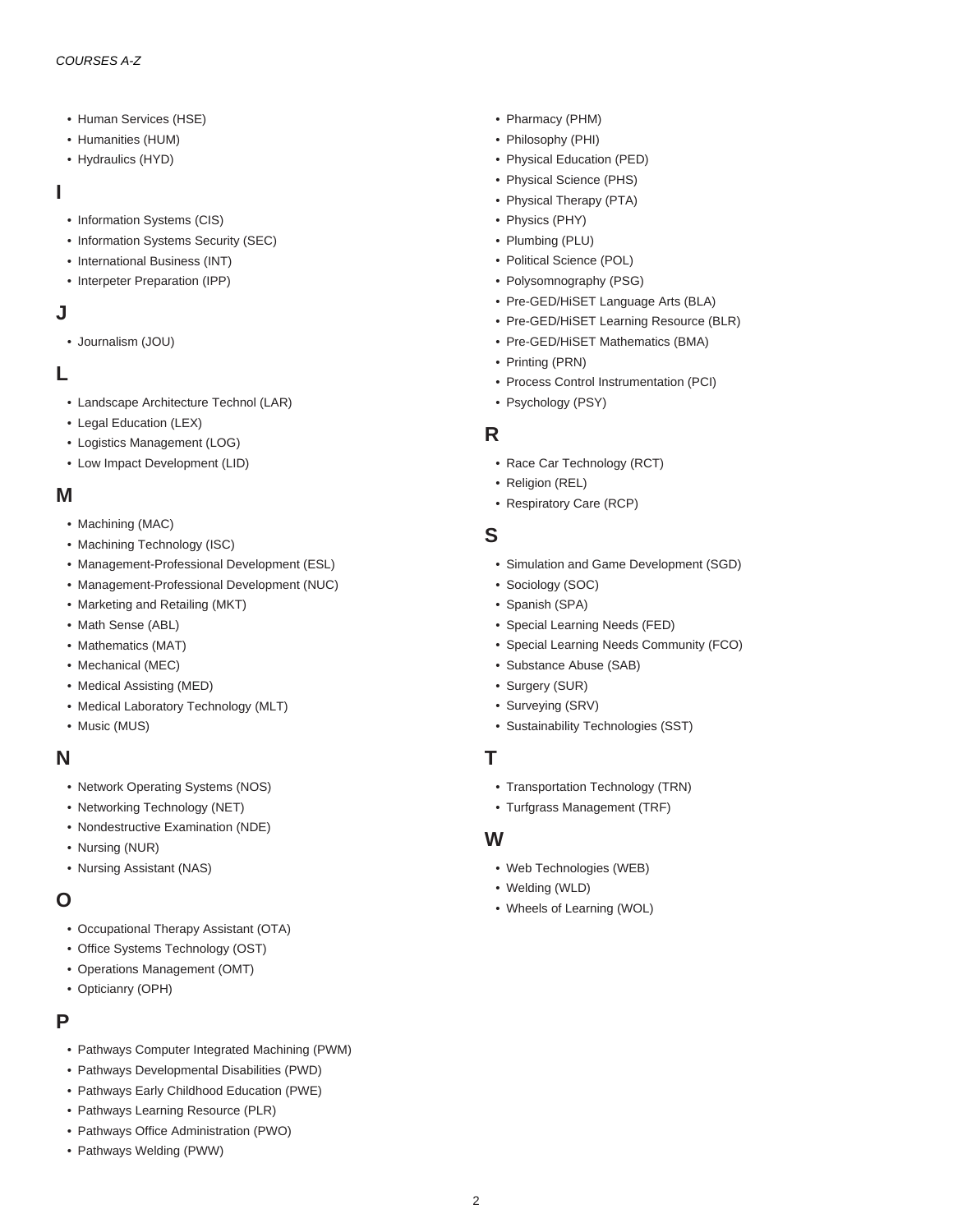- Human Services (HSE)
- Humanities (HUM)
- Hydraulics (HYD)

## I

- Information Systems (CIS)
- Information Systems Security (SEC)
- International Business (INT)
- Interpeter Preparation (IPP)

## J

- Journalism (JOU)

## L

- Landscape Architecture Technol (LAR)
- Legal Education (LEX)
- Logistics Management (LOG)
- Low Impact Development (LID)

## M

- Machining (MAC)
- Machining Technology (ISC)
- Management-Professional Development (ESL)
- Management-Professional Development (NUC)
- Marketing and Retailing (MKT)
- Math Sense (ABL)
- Mathematics (MAT)
- Mechanical (MEC)
- Medical Assisting (MED)
- Medical Laboratory Technology (MLT)
- Music (MUS)

## N

- Network Operating Systems (NOS)
- Networking Technology (NET)
- Nondestructive Examination (NDE)
- Nursing (NUR)
- Nursing Assistant (NAS)

## O

- Occupational Therapy Assistant (OTA)
- Office Systems Technology (OST)
- Operations Management (OMT)
- Opticianry (OPH)

## P

- Pathways Computer Integrated Machining (PWM)
- Pathways Developmental Disabilities (PWD)
- Pathways Early Childhood Education (PWE)
- Pathways Learning Resource (PLR)
- Pathways Office Administration (PWO)
- Pathways Welding (PWW)
- Pharmacy (PHM)
- Philosophy (PHI)
- Physical Education (PED)
- Physical Science (PHS)
- Physical Therapy (PTA)
- Physics (PHY)
- Plumbing (PLU)
- Political Science (POL)
- Polysomnography (PSG)
- Pre-GED/HiSET Language Arts (BLA)
- Pre-GED/HiSET Learning Resource (BLR)
- Pre-GED/HiSET Mathematics (BMA)
- Printing (PRN)
- Process Control Instrumentation (PCI)
- Psychology (PSY)

## R

- Race Car Technology (RCT)
- Religion (REL)
- Respiratory Care (RCP)

## S

- Simulation and Game Development (SGD)
- Sociology (SOC)
- Spanish (SPA)
- Special Learning Needs (FED)
- Special Learning Needs Community (FCO)
- Substance Abuse (SAB)
- Surgery (SUR)
- Surveying (SRV)
- Sustainability Technologies (SST)

## T

- Transportation Technology (TRN)
- Turfgrass Management (TRF)

## W

- Web Technologies (WEB)
- Welding (WLD)
- Wheels of Learning (WOL)